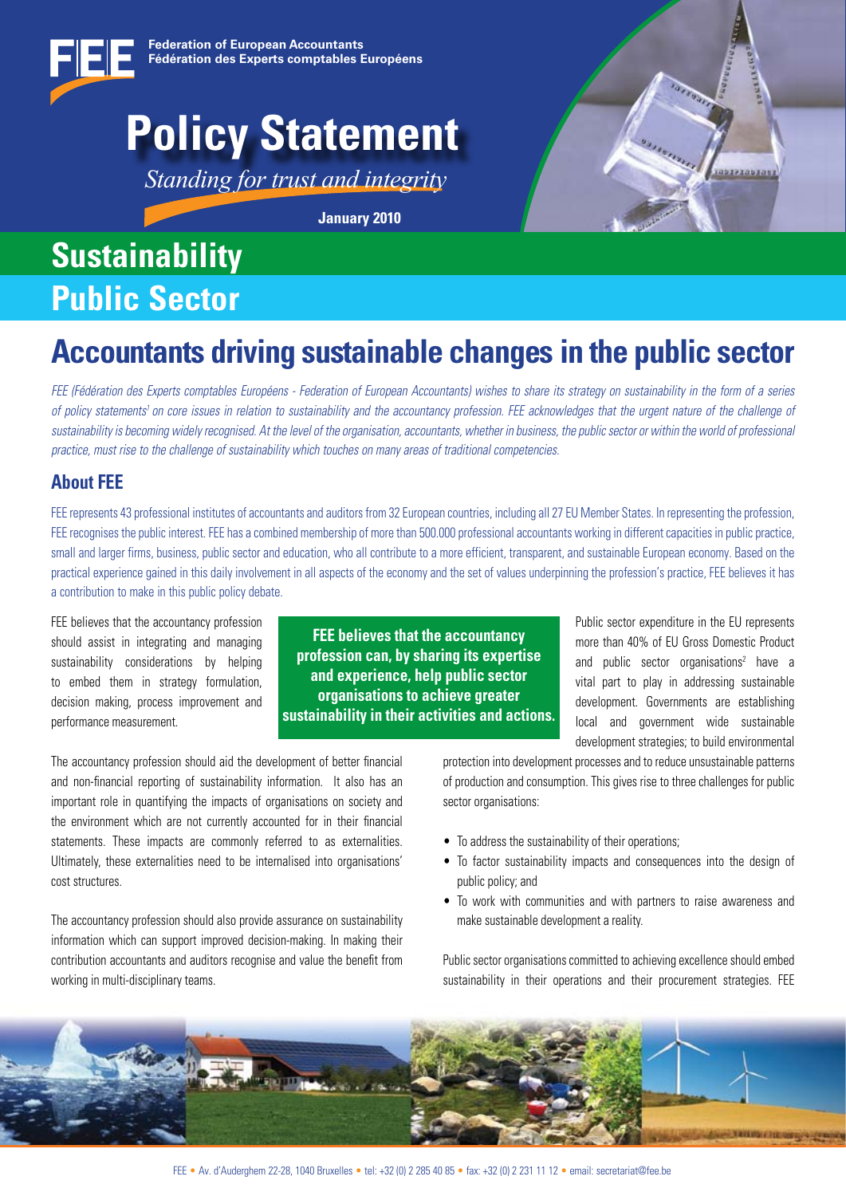Federation of European Accountants
Fédération des Experts comptables Européens

# Policy Statement

*Standing for trust and integrity*

**January 2010**

## Sustainability
## Public Sector

# Accountants driving sustainable changes in the public sector

*FEE (Fédération des Experts comptables Européens - Federation of European Accountants) wishes to share its strategy on sustainability in the form of a series of policy statements[1] on core issues in relation to sustainability and the accountancy profession. FEE acknowledges that the urgent nature of the challenge of sustainability is becoming widely recognised. At the level of the organisation, accountants, whether in business, the public sector or within the world of professional practice, must rise to the challenge of sustainability which touches on many areas of traditional competencies.*

## About FEE

FEE represents 43 professional institutes of accountants and auditors from 32 European countries, including all 27 EU Member States. In representing the profession, FEE recognises the public interest. FEE has a combined membership of more than 500.000 professional accountants working in different capacities in public practice, small and larger firms, business, public sector and education, who all contribute to a more efficient, transparent, and sustainable European economy. Based on the practical experience gained in this daily involvement in all aspects of the economy and the set of values underpinning the profession's practice, FEE believes it has a contribution to make in this public policy debate.

FEE believes that the accountancy profession should assist in integrating and managing sustainability considerations by helping to embed them in strategy formulation, decision making, process improvement and performance measurement.

**FEE believes that the accountancy profession can, by sharing its expertise and experience, help public sector organisations to achieve greater sustainability in their activities and actions.**

The accountancy profession should aid the development of better financial and non-financial reporting of sustainability information. It also has an important role in quantifying the impacts of organisations on society and the environment which are not currently accounted for in their financial statements. These impacts are commonly referred to as externalities. Ultimately, these externalities need to be internalised into organisations' cost structures.

The accountancy profession should also provide assurance on sustainability information which can support improved decision-making. In making their contribution accountants and auditors recognise and value the benefit from working in multi-disciplinary teams.

Public sector expenditure in the EU represents more than 40% of EU Gross Domestic Product and public sector organisations[2] have a vital part to play in addressing sustainable development. Governments are establishing local and government wide sustainable development strategies; to build environmental protection into development processes and to reduce unsustainable patterns of production and consumption. This gives rise to three challenges for public sector organisations:

- To address the sustainability of their operations;
- To factor sustainability impacts and consequences into the design of public policy; and
- To work with communities and with partners to raise awareness and make sustainable development a reality.

Public sector organisations committed to achieving excellence should embed sustainability in their operations and their procurement strategies. FEE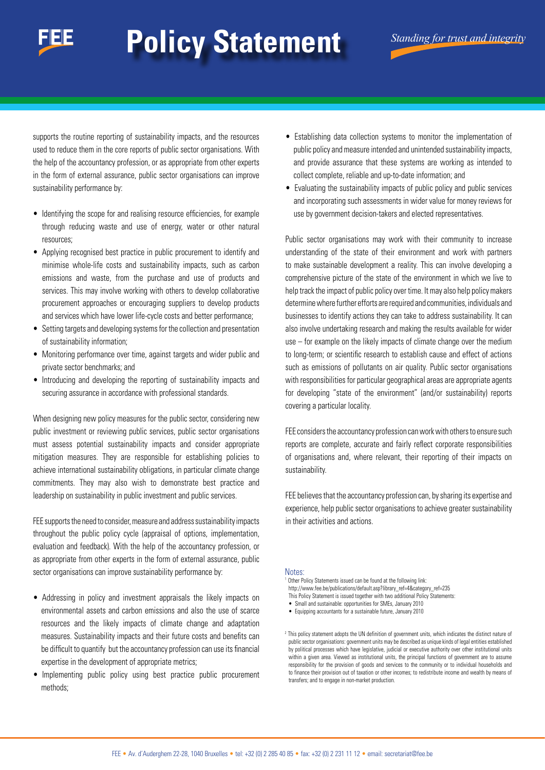supports the routine reporting of sustainability impacts, and the resources used to reduce them in the core reports of public sector organisations. With the help of the accountancy profession, or as appropriate from other experts in the form of external assurance, public sector organisations can improve sustainability performance by:

- Identifying the scope for and realising resource efficiencies, for example through reducing waste and use of energy, water or other natural resources;
- Applying recognised best practice in public procurement to identify and minimise whole-life costs and sustainability impacts, such as carbon emissions and waste, from the purchase and use of products and services. This may involve working with others to develop collaborative procurement approaches or encouraging suppliers to develop products and services which have lower life-cycle costs and better performance;
- Setting targets and developing systems for the collection and presentation of sustainability information;
- Monitoring performance over time, against targets and wider public and private sector benchmarks; and
- Introducing and developing the reporting of sustainability impacts and securing assurance in accordance with professional standards.

When designing new policy measures for the public sector, considering new public investment or reviewing public services, public sector organisations must assess potential sustainability impacts and consider appropriate mitigation measures. They are responsible for establishing policies to achieve international sustainability obligations, in particular climate change commitments. They may also wish to demonstrate best practice and leadership on sustainability in public investment and public services.

FEE supports the need to consider, measure and address sustainability impacts throughout the public policy cycle (appraisal of options, implementation, evaluation and feedback). With the help of the accountancy profession, or as appropriate from other experts in the form of external assurance, public sector organisations can improve sustainability performance by:

- Addressing in policy and investment appraisals the likely impacts on environmental assets and carbon emissions and also the use of scarce resources and the likely impacts of climate change and adaptation measures. Sustainability impacts and their future costs and benefits can be difficult to quantify but the accountancy profession can use its financial expertise in the development of appropriate metrics;
- Implementing public policy using best practice public procurement methods;
- Establishing data collection systems to monitor the implementation of public policy and measure intended and unintended sustainability impacts, and provide assurance that these systems are working as intended to collect complete, reliable and up-to-date information; and
- Evaluating the sustainability impacts of public policy and public services and incorporating such assessments in wider value for money reviews for use by government decision-takers and elected representatives.

Public sector organisations may work with their community to increase understanding of the state of their environment and work with partners to make sustainable development a reality. This can involve developing a comprehensive picture of the state of the environment in which we live to help track the impact of public policy over time. It may also help policy makers determine where further efforts are required and communities, individuals and businesses to identify actions they can take to address sustainability. It can also involve undertaking research and making the results available for wider use – for example on the likely impacts of climate change over the medium to long-term; or scientific research to establish cause and effect of actions such as emissions of pollutants on air quality. Public sector organisations with responsibilities for particular geographical areas are appropriate agents for developing "state of the environment" (and/or sustainability) reports covering a particular locality.

FEE considers the accountancy profession can work with others to ensure such reports are complete, accurate and fairly reflect corporate responsibilities of organisations and, where relevant, their reporting of their impacts on sustainability.

FEE believes that the accountancy profession can, by sharing its expertise and experience, help public sector organisations to achieve greater sustainability in their activities and actions.

Notes:

[1] Other Policy Statements issued can be found at the following link: http://www.fee.be/publications/default.asp?library_ref=4&category_ref=235
This Policy Statement is issued together with two additional Policy Statements:
- Small and sustainable: opportunities for SMEs, January 2010
- Equipping accountants for a sustainable future, January 2010

[2] This policy statement adopts the UN definition of government units, which indicates the distinct nature of public sector organisations: government units may be described as unique kinds of legal entities established by political processes which have legislative, judicial or executive authority over other institutional units within a given area. Viewed as institutional units, the principal functions of government are to assume responsibility for the provision of goods and services to the community or to individual households and to finance their provision out of taxation or other incomes; to redistribute income and wealth by means of transfers; and to engage in non-market production.